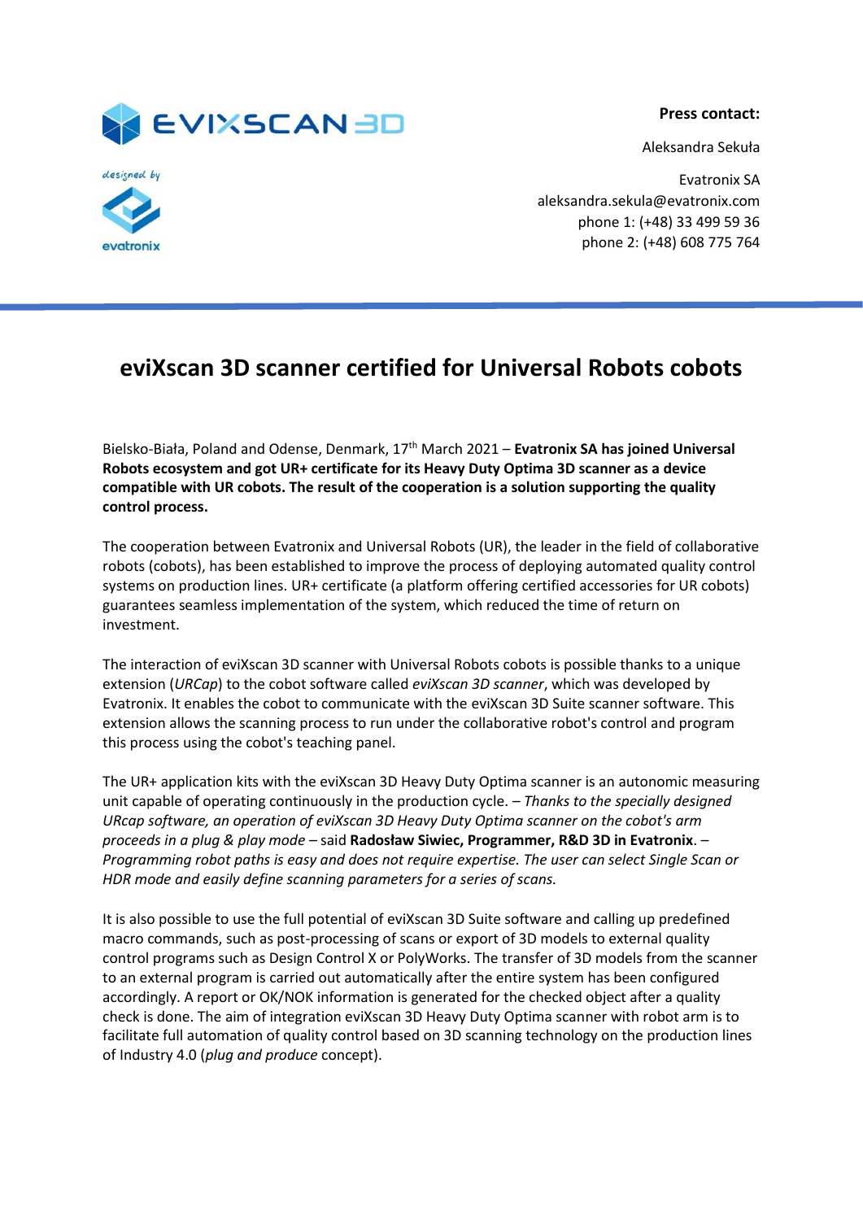**Press contact:**

Aleksandra Sekuła

Evatronix SA
aleksandra.sekula@evatronix.com
phone 1: (+48) 33 499 59 36
phone 2: (+48) 608 775 764

# eviXscan 3D scanner certified for Universal Robots cobots

Bielsko-Biała, Poland and Odense, Denmark, 17th March 2021 – **Evatronix SA has joined Universal Robots ecosystem and got UR+ certificate for its Heavy Duty Optima 3D scanner as a device compatible with UR cobots. The result of the cooperation is a solution supporting the quality control process.**

The cooperation between Evatronix and Universal Robots (UR), the leader in the field of collaborative robots (cobots), has been established to improve the process of deploying automated quality control systems on production lines. UR+ certificate (a platform offering certified accessories for UR cobots) guarantees seamless implementation of the system, which reduced the time of return on investment.

The interaction of eviXscan 3D scanner with Universal Robots cobots is possible thanks to a unique extension (*URCap*) to the cobot software called *eviXscan 3D scanner*, which was developed by Evatronix. It enables the cobot to communicate with the eviXscan 3D Suite scanner software. This extension allows the scanning process to run under the collaborative robot's control and program this process using the cobot's teaching panel.

The UR+ application kits with the eviXscan 3D Heavy Duty Optima scanner is an autonomic measuring unit capable of operating continuously in the production cycle. – *Thanks to the specially designed URcap software, an operation of eviXscan 3D Heavy Duty Optima scanner on the cobot's arm proceeds in a plug & play mode* – said **Radosław Siwiec, Programmer, R&D 3D in Evatronix**. – *Programming robot paths is easy and does not require expertise. The user can select Single Scan or HDR mode and easily define scanning parameters for a series of scans.*

It is also possible to use the full potential of eviXscan 3D Suite software and calling up predefined macro commands, such as post-processing of scans or export of 3D models to external quality control programs such as Design Control X or PolyWorks. The transfer of 3D models from the scanner to an external program is carried out automatically after the entire system has been configured accordingly. A report or OK/NOK information is generated for the checked object after a quality check is done. The aim of integration eviXscan 3D Heavy Duty Optima scanner with robot arm is to facilitate full automation of quality control based on 3D scanning technology on the production lines of Industry 4.0 (*plug and produce* concept).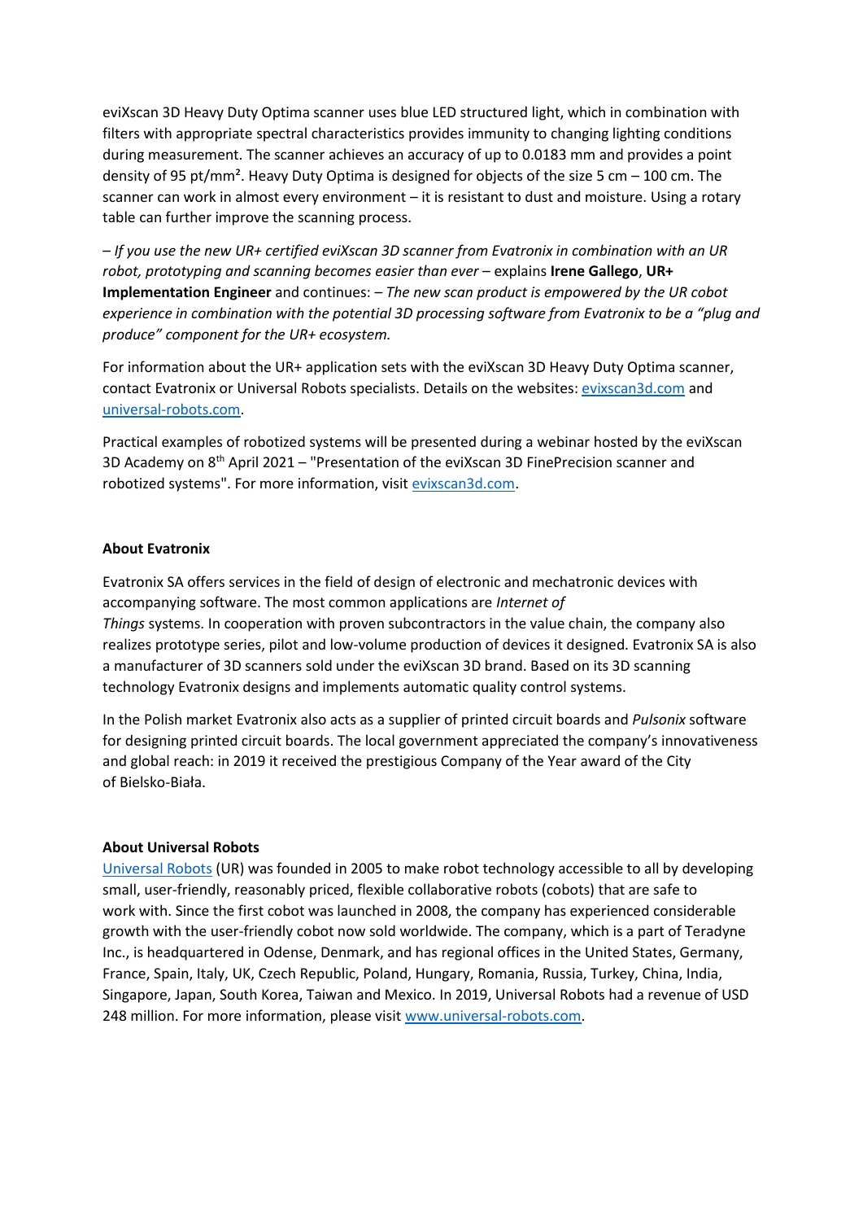eviXscan 3D Heavy Duty Optima scanner uses blue LED structured light, which in combination with filters with appropriate spectral characteristics provides immunity to changing lighting conditions during measurement. The scanner achieves an accuracy of up to 0.0183 mm and provides a point density of 95 pt/mm². Heavy Duty Optima is designed for objects of the size 5 cm – 100 cm. The scanner can work in almost every environment – it is resistant to dust and moisture. Using a rotary table can further improve the scanning process.

*– If you use the new UR+ certified eviXscan 3D scanner from Evatronix in combination with an UR robot, prototyping and scanning becomes easier than ever* – explains **Irene Gallego**, **UR+ Implementation Engineer** and continues: *– The new scan product is empowered by the UR cobot experience in combination with the potential 3D processing software from Evatronix to be a "plug and produce" component for the UR+ ecosystem.*

For information about the UR+ application sets with the eviXscan 3D Heavy Duty Optima scanner, contact Evatronix or Universal Robots specialists. Details on the websites: [evixscan3d.com](evixscan3d.com) and [universal-robots.com](universal-robots.com).

Practical examples of robotized systems will be presented during a webinar hosted by the eviXscan 3D Academy on 8th April 2021 – "Presentation of the eviXscan 3D FinePrecision scanner and robotized systems". For more information, visit [evixscan3d.com](evixscan3d.com).

**About Evatronix**

Evatronix SA offers services in the field of design of electronic and mechatronic devices with accompanying software. The most common applications are *Internet of Things* systems. In cooperation with proven subcontractors in the value chain, the company also realizes prototype series, pilot and low-volume production of devices it designed. Evatronix SA is also a manufacturer of 3D scanners sold under the eviXscan 3D brand. Based on its 3D scanning technology Evatronix designs and implements automatic quality control systems.

In the Polish market Evatronix also acts as a supplier of printed circuit boards and *Pulsonix* software for designing printed circuit boards. The local government appreciated the company's innovativeness and global reach: in 2019 it received the prestigious Company of the Year award of the City of Bielsko-Biała.

**About Universal Robots**

[Universal Robots](Universal Robots) (UR) was founded in 2005 to make robot technology accessible to all by developing small, user-friendly, reasonably priced, flexible collaborative robots (cobots) that are safe to work with. Since the first cobot was launched in 2008, the company has experienced considerable growth with the user-friendly cobot now sold worldwide. The company, which is a part of Teradyne Inc., is headquartered in Odense, Denmark, and has regional offices in the United States, Germany, France, Spain, Italy, UK, Czech Republic, Poland, Hungary, Romania, Russia, Turkey, China, India, Singapore, Japan, South Korea, Taiwan and Mexico. In 2019, Universal Robots had a revenue of USD 248 million. For more information, please visit [www.universal-robots.com](www.universal-robots.com).